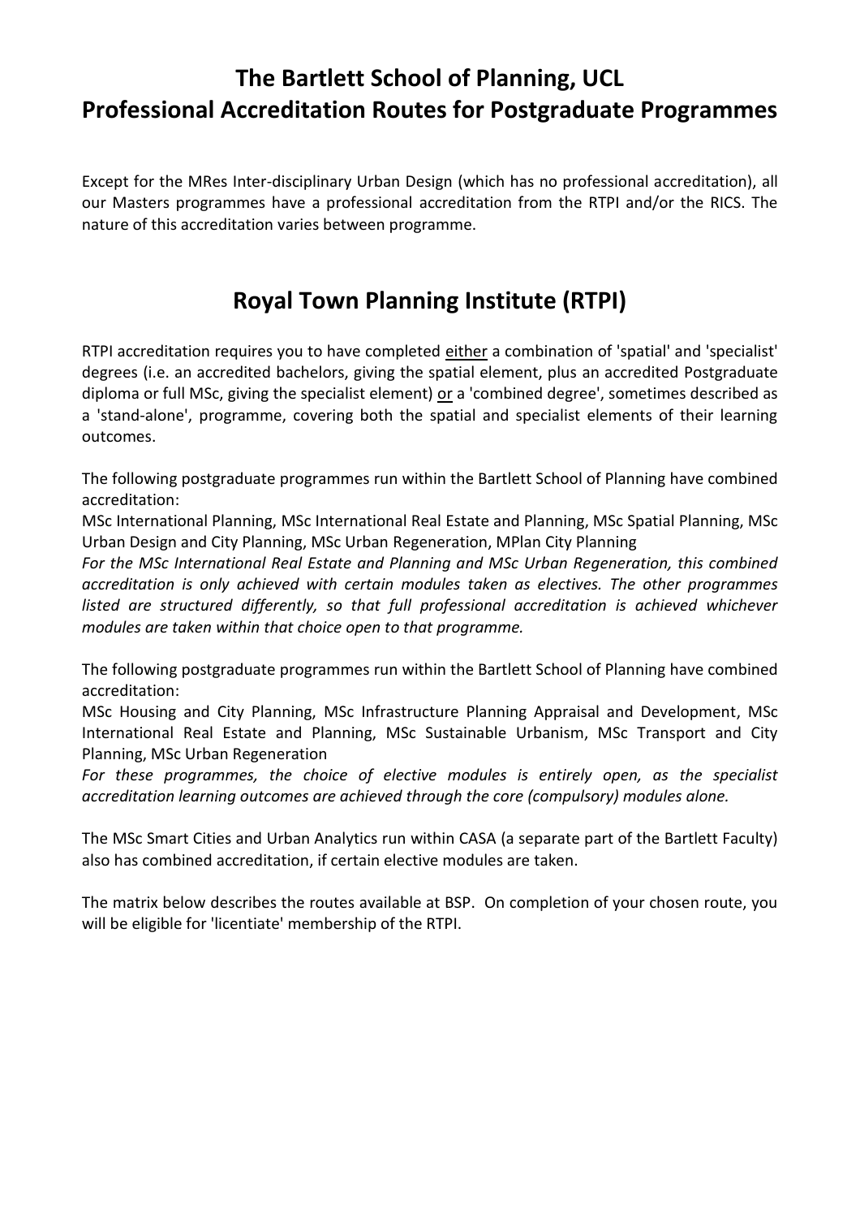# The Bartlett School of Planning, UCL
# Professional Accreditation Routes for Postgraduate Programmes

Except for the MRes Inter-disciplinary Urban Design (which has no professional accreditation), all our Masters programmes have a professional accreditation from the RTPI and/or the RICS. The nature of this accreditation varies between programme.

## Royal Town Planning Institute (RTPI)

RTPI accreditation requires you to have completed <u>either</u> a combination of 'spatial' and 'specialist' degrees (i.e. an accredited bachelors, giving the spatial element, plus an accredited Postgraduate diploma or full MSc, giving the specialist element) <u>or</u> a 'combined degree', sometimes described as a 'stand-alone', programme, covering both the spatial and specialist elements of their learning outcomes.

The following postgraduate programmes run within the Bartlett School of Planning have combined accreditation:
MSc International Planning, MSc International Real Estate and Planning, MSc Spatial Planning, MSc Urban Design and City Planning, MSc Urban Regeneration, MPlan City Planning
*For the MSc International Real Estate and Planning and MSc Urban Regeneration, this combined accreditation is only achieved with certain modules taken as electives. The other programmes listed are structured differently, so that full professional accreditation is achieved whichever modules are taken within that choice open to that programme.*

The following postgraduate programmes run within the Bartlett School of Planning have combined accreditation:
MSc Housing and City Planning, MSc Infrastructure Planning Appraisal and Development, MSc International Real Estate and Planning, MSc Sustainable Urbanism, MSc Transport and City Planning, MSc Urban Regeneration
*For these programmes, the choice of elective modules is entirely open, as the specialist accreditation learning outcomes are achieved through the core (compulsory) modules alone.*

The MSc Smart Cities and Urban Analytics run within CASA (a separate part of the Bartlett Faculty) also has combined accreditation, if certain elective modules are taken.

The matrix below describes the routes available at BSP. On completion of your chosen route, you will be eligible for 'licentiate' membership of the RTPI.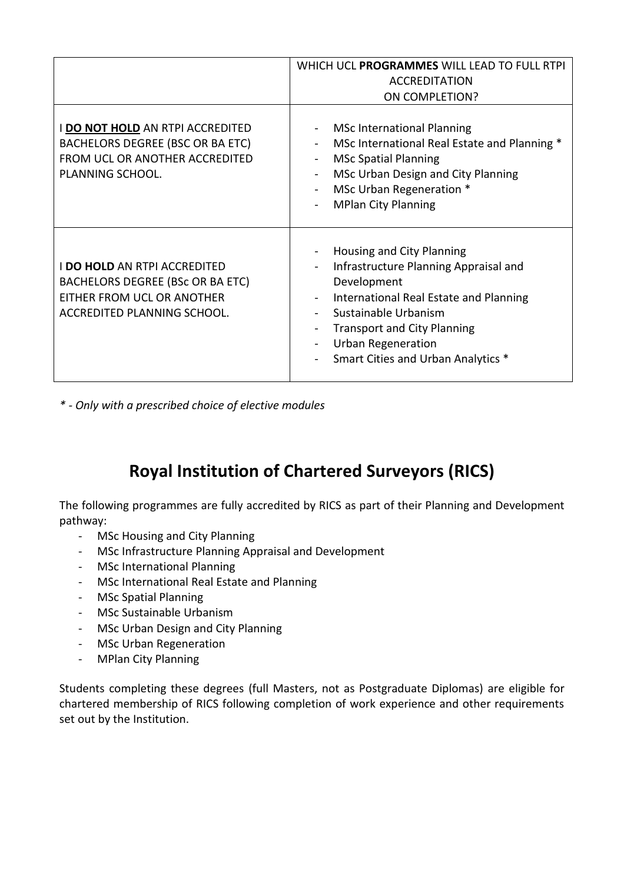| | WHICH UCL **PROGRAMMES** WILL LEAD TO FULL RTPI ACCREDITATION ON COMPLETION? |
|---|---|
| I **<u>DO NOT HOLD</u>** AN RTPI ACCREDITED BACHELORS DEGREE (BSC OR BA ETC) FROM UCL OR ANOTHER ACCREDITED PLANNING SCHOOL. | - MSc International Planning<br>- MSc International Real Estate and Planning *<br>- MSc Spatial Planning<br>- MSc Urban Design and City Planning<br>- MSc Urban Regeneration *<br>- MPlan City Planning |
| I **DO HOLD** AN RTPI ACCREDITED BACHELORS DEGREE (BSc OR BA ETC) EITHER FROM UCL OR ANOTHER ACCREDITED PLANNING SCHOOL. | - Housing and City Planning<br>- Infrastructure Planning Appraisal and Development<br>- International Real Estate and Planning<br>- Sustainable Urbanism<br>- Transport and City Planning<br>- Urban Regeneration<br>- Smart Cities and Urban Analytics * |

*\* - Only with a prescribed choice of elective modules*

# Royal Institution of Chartered Surveyors (RICS)

The following programmes are fully accredited by RICS as part of their Planning and Development pathway:

- MSc Housing and City Planning
- MSc Infrastructure Planning Appraisal and Development
- MSc International Planning
- MSc International Real Estate and Planning
- MSc Spatial Planning
- MSc Sustainable Urbanism
- MSc Urban Design and City Planning
- MSc Urban Regeneration
- MPlan City Planning

Students completing these degrees (full Masters, not as Postgraduate Diplomas) are eligible for chartered membership of RICS following completion of work experience and other requirements set out by the Institution.